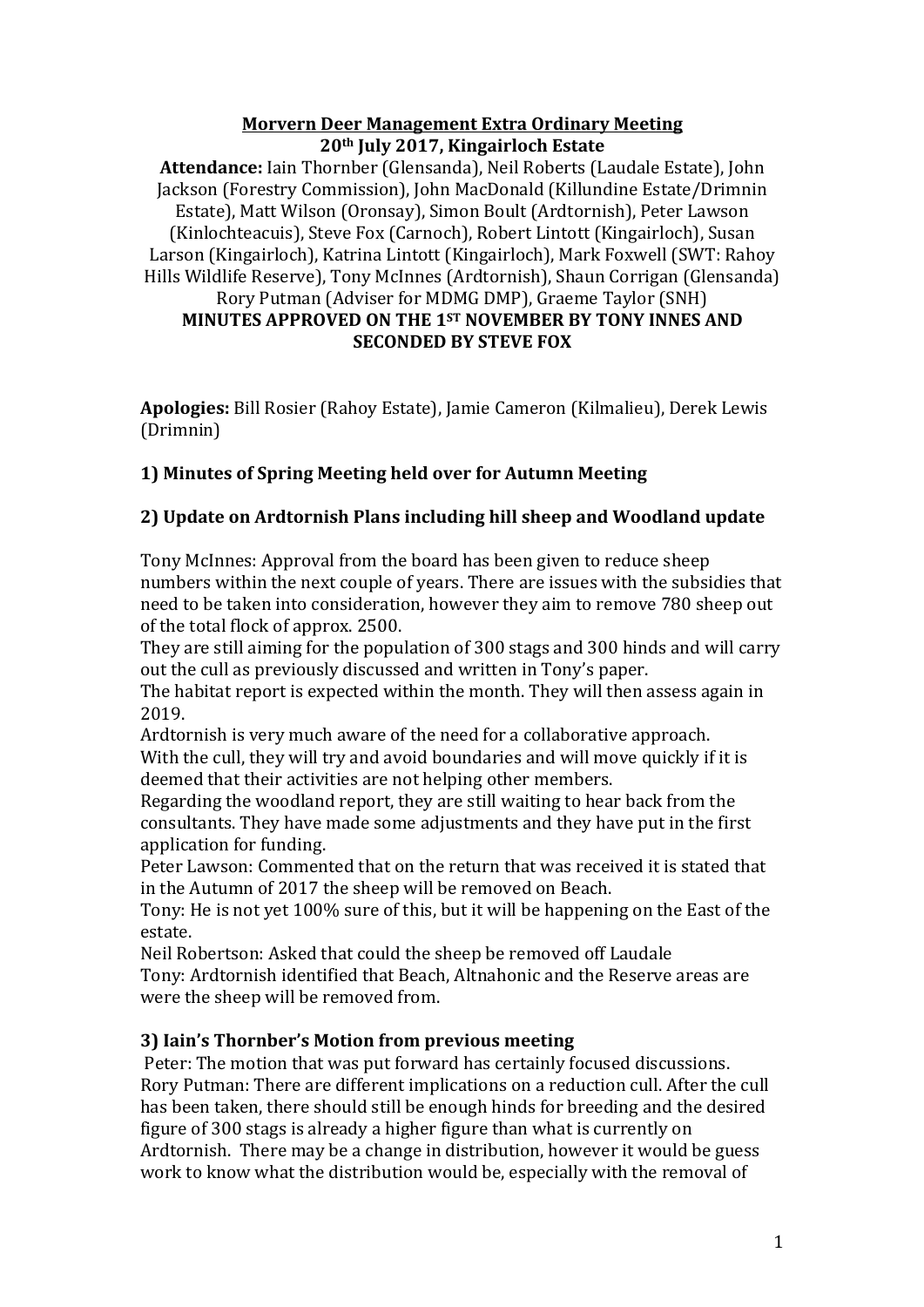**Morvern Deer Management Extra Ordinary Meeting**
**20th July 2017, Kingairloch Estate**

**Attendance:** Iain Thornber (Glensanda), Neil Roberts (Laudale Estate), John Jackson (Forestry Commission), John MacDonald (Killundine Estate/Drimnin Estate), Matt Wilson (Oronsay), Simon Boult (Ardtornish), Peter Lawson (Kinlochteacuis), Steve Fox (Carnoch), Robert Lintott (Kingairloch), Susan Larson (Kingairloch), Katrina Lintott (Kingairloch), Mark Foxwell (SWT: Rahoy Hills Wildlife Reserve), Tony McInnes (Ardtornish), Shaun Corrigan (Glensanda) Rory Putman (Adviser for MDMG DMP), Graeme Taylor (SNH)

**MINUTES APPROVED ON THE 1ST NOVEMBER BY TONY INNES AND SECONDED BY STEVE FOX**

**Apologies:** Bill Rosier (Rahoy Estate), Jamie Cameron (Kilmalieu), Derek Lewis (Drimnin)

**1) Minutes of Spring Meeting held over for Autumn Meeting**

**2) Update on Ardtornish Plans including hill sheep and Woodland update**

Tony McInnes: Approval from the board has been given to reduce sheep numbers within the next couple of years. There are issues with the subsidies that need to be taken into consideration, however they aim to remove 780 sheep out of the total flock of approx. 2500.

They are still aiming for the population of 300 stags and 300 hinds and will carry out the cull as previously discussed and written in Tony's paper.

The habitat report is expected within the month. They will then assess again in 2019.

Ardtornish is very much aware of the need for a collaborative approach.

With the cull, they will try and avoid boundaries and will move quickly if it is deemed that their activities are not helping other members.

Regarding the woodland report, they are still waiting to hear back from the consultants. They have made some adjustments and they have put in the first application for funding.

Peter Lawson: Commented that on the return that was received it is stated that in the Autumn of 2017 the sheep will be removed on Beach.

Tony: He is not yet 100% sure of this, but it will be happening on the East of the estate.

Neil Robertson: Asked that could the sheep be removed off Laudale

Tony: Ardtornish identified that Beach, Altnahonic and the Reserve areas are were the sheep will be removed from.

**3) Iain's Thornber's Motion from previous meeting**

Peter: The motion that was put forward has certainly focused discussions.

Rory Putman: There are different implications on a reduction cull. After the cull has been taken, there should still be enough hinds for breeding and the desired figure of 300 stags is already a higher figure than what is currently on Ardtornish. There may be a change in distribution, however it would be guess work to know what the distribution would be, especially with the removal of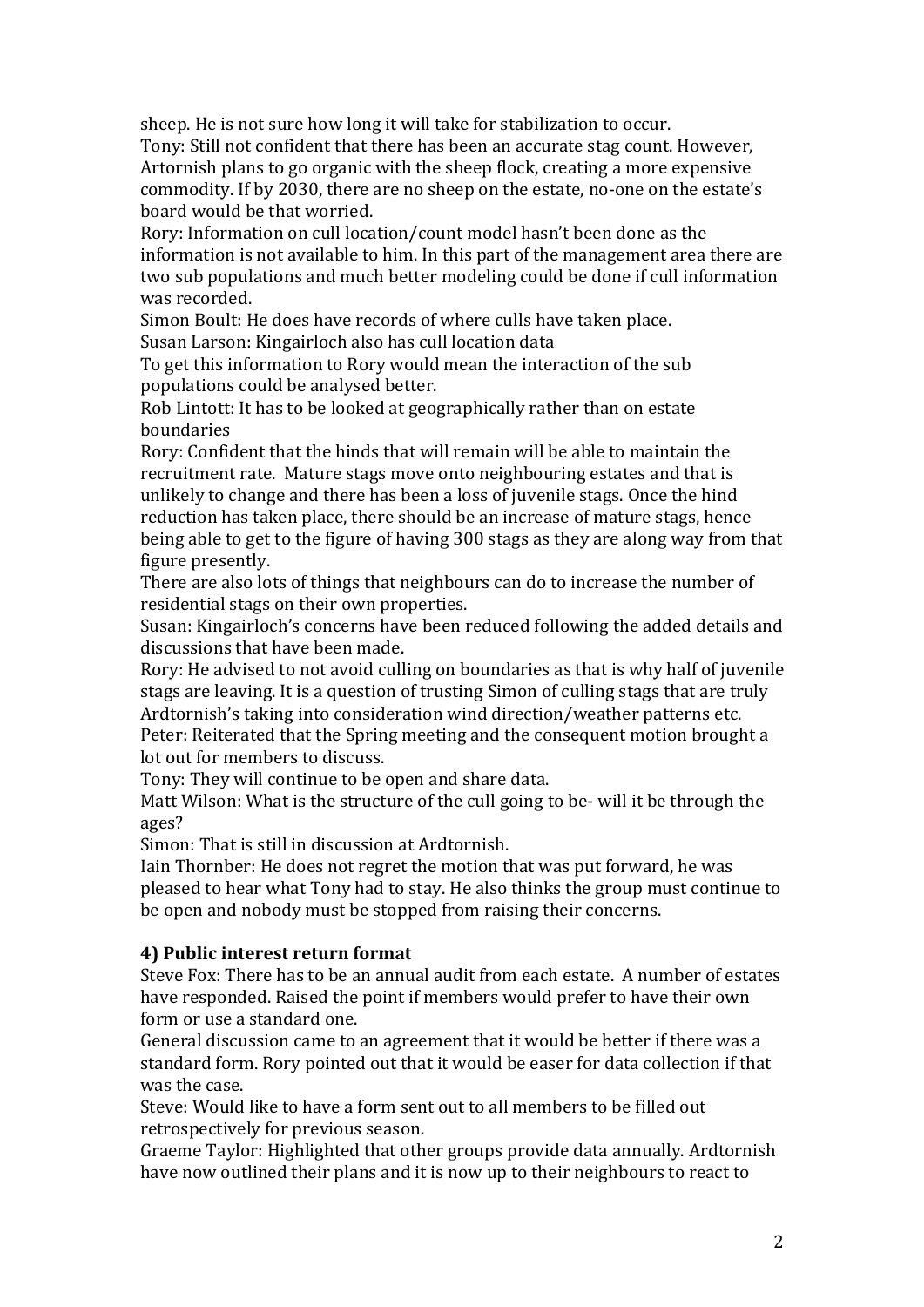sheep. He is not sure how long it will take for stabilization to occur.
Tony: Still not confident that there has been an accurate stag count. However, Artornish plans to go organic with the sheep flock, creating a more expensive commodity. If by 2030, there are no sheep on the estate, no-one on the estate's board would be that worried.
Rory: Information on cull location/count model hasn't been done as the information is not available to him. In this part of the management area there are two sub populations and much better modeling could be done if cull information was recorded.
Simon Boult: He does have records of where culls have taken place.
Susan Larson: Kingairloch also has cull location data
To get this information to Rory would mean the interaction of the sub populations could be analysed better.
Rob Lintott: It has to be looked at geographically rather than on estate boundaries
Rory: Confident that the hinds that will remain will be able to maintain the recruitment rate. Mature stags move onto neighbouring estates and that is unlikely to change and there has been a loss of juvenile stags. Once the hind reduction has taken place, there should be an increase of mature stags, hence being able to get to the figure of having 300 stags as they are along way from that figure presently.
There are also lots of things that neighbours can do to increase the number of residential stags on their own properties.
Susan: Kingairloch's concerns have been reduced following the added details and discussions that have been made.
Rory: He advised to not avoid culling on boundaries as that is why half of juvenile stags are leaving. It is a question of trusting Simon of culling stags that are truly Ardtornish's taking into consideration wind direction/weather patterns etc.
Peter: Reiterated that the Spring meeting and the consequent motion brought a lot out for members to discuss.
Tony: They will continue to be open and share data.
Matt Wilson: What is the structure of the cull going to be- will it be through the ages?
Simon: That is still in discussion at Ardtornish.
Iain Thornber: He does not regret the motion that was put forward, he was pleased to hear what Tony had to stay. He also thinks the group must continue to be open and nobody must be stopped from raising their concerns.

#### 4) Public interest return format

Steve Fox: There has to be an annual audit from each estate. A number of estates have responded. Raised the point if members would prefer to have their own form or use a standard one.
General discussion came to an agreement that it would be better if there was a standard form. Rory pointed out that it would be easer for data collection if that was the case.
Steve: Would like to have a form sent out to all members to be filled out retrospectively for previous season.
Graeme Taylor: Highlighted that other groups provide data annually. Ardtornish have now outlined their plans and it is now up to their neighbours to react to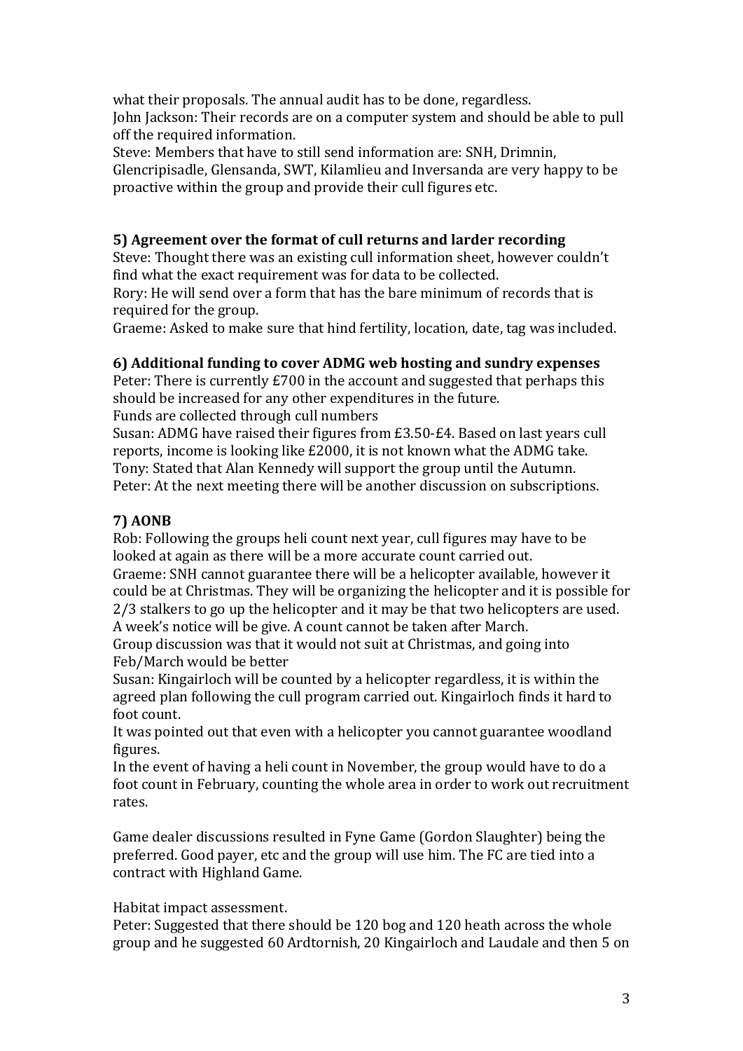what their proposals. The annual audit has to be done, regardless.
John Jackson: Their records are on a computer system and should be able to pull off the required information.
Steve: Members that have to still send information are: SNH, Drimnin, Glencripisadle, Glensanda, SWT, Kilamlieu and Inversanda are very happy to be proactive within the group and provide their cull figures etc.

**5) Agreement over the format of cull returns and larder recording**
Steve: Thought there was an existing cull information sheet, however couldn't find what the exact requirement was for data to be collected.
Rory: He will send over a form that has the bare minimum of records that is required for the group.
Graeme: Asked to make sure that hind fertility, location, date, tag was included.

**6) Additional funding to cover ADMG web hosting and sundry expenses**
Peter: There is currently £700 in the account and suggested that perhaps this should be increased for any other expenditures in the future.
Funds are collected through cull numbers
Susan: ADMG have raised their figures from £3.50-£4. Based on last years cull reports, income is looking like £2000, it is not known what the ADMG take.
Tony: Stated that Alan Kennedy will support the group until the Autumn.
Peter: At the next meeting there will be another discussion on subscriptions.

**7) AONB**
Rob: Following the groups heli count next year, cull figures may have to be looked at again as there will be a more accurate count carried out.
Graeme: SNH cannot guarantee there will be a helicopter available, however it could be at Christmas. They will be organizing the helicopter and it is possible for 2/3 stalkers to go up the helicopter and it may be that two helicopters are used. A week's notice will be give. A count cannot be taken after March.
Group discussion was that it would not suit at Christmas, and going into Feb/March would be better
Susan: Kingairloch will be counted by a helicopter regardless, it is within the agreed plan following the cull program carried out. Kingairloch finds it hard to foot count.
It was pointed out that even with a helicopter you cannot guarantee woodland figures.
In the event of having a heli count in November, the group would have to do a foot count in February, counting the whole area in order to work out recruitment rates.

Game dealer discussions resulted in Fyne Game (Gordon Slaughter) being the preferred. Good payer, etc and the group will use him. The FC are tied into a contract with Highland Game.

Habitat impact assessment.
Peter: Suggested that there should be 120 bog and 120 heath across the whole group and he suggested 60 Ardtornish, 20 Kingairloch and Laudale and then 5 on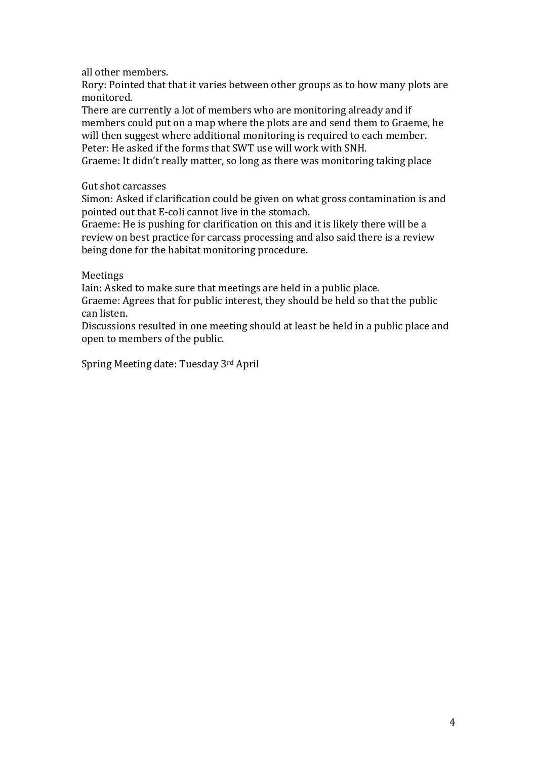all other members.

Rory: Pointed that that it varies between other groups as to how many plots are monitored.

There are currently a lot of members who are monitoring already and if members could put on a map where the plots are and send them to Graeme, he will then suggest where additional monitoring is required to each member.

Peter: He asked if the forms that SWT use will work with SNH.

Graeme: It didn't really matter, so long as there was monitoring taking place

Gut shot carcasses

Simon: Asked if clarification could be given on what gross contamination is and pointed out that E-coli cannot live in the stomach.

Graeme: He is pushing for clarification on this and it is likely there will be a review on best practice for carcass processing and also said there is a review being done for the habitat monitoring procedure.

Meetings

Iain: Asked to make sure that meetings are held in a public place.

Graeme: Agrees that for public interest, they should be held so that the public can listen.

Discussions resulted in one meeting should at least be held in a public place and open to members of the public.

Spring Meeting date: Tuesday 3rd April